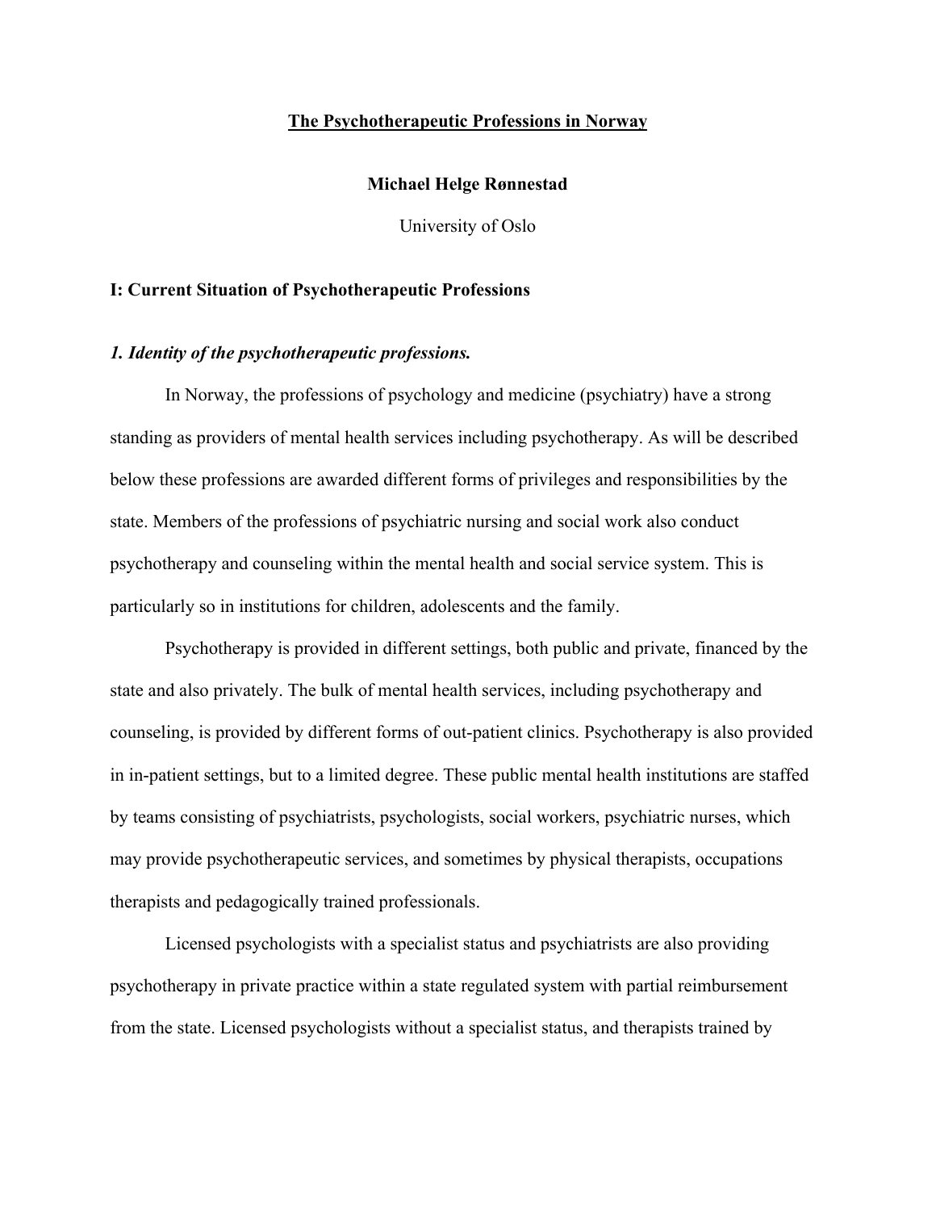# The Psychotherapeutic Professions in Norway

**Michael Helge Rønnestad**

University of Oslo

## I: Current Situation of Psychotherapeutic Professions

### *1. Identity of the psychotherapeutic professions.*

In Norway, the professions of psychology and medicine (psychiatry) have a strong standing as providers of mental health services including psychotherapy. As will be described below these professions are awarded different forms of privileges and responsibilities by the state. Members of the professions of psychiatric nursing and social work also conduct psychotherapy and counseling within the mental health and social service system. This is particularly so in institutions for children, adolescents and the family.

Psychotherapy is provided in different settings, both public and private, financed by the state and also privately. The bulk of mental health services, including psychotherapy and counseling, is provided by different forms of out-patient clinics. Psychotherapy is also provided in in-patient settings, but to a limited degree. These public mental health institutions are staffed by teams consisting of psychiatrists, psychologists, social workers, psychiatric nurses, which may provide psychotherapeutic services, and sometimes by physical therapists, occupations therapists and pedagogically trained professionals.

Licensed psychologists with a specialist status and psychiatrists are also providing psychotherapy in private practice within a state regulated system with partial reimbursement from the state. Licensed psychologists without a specialist status, and therapists trained by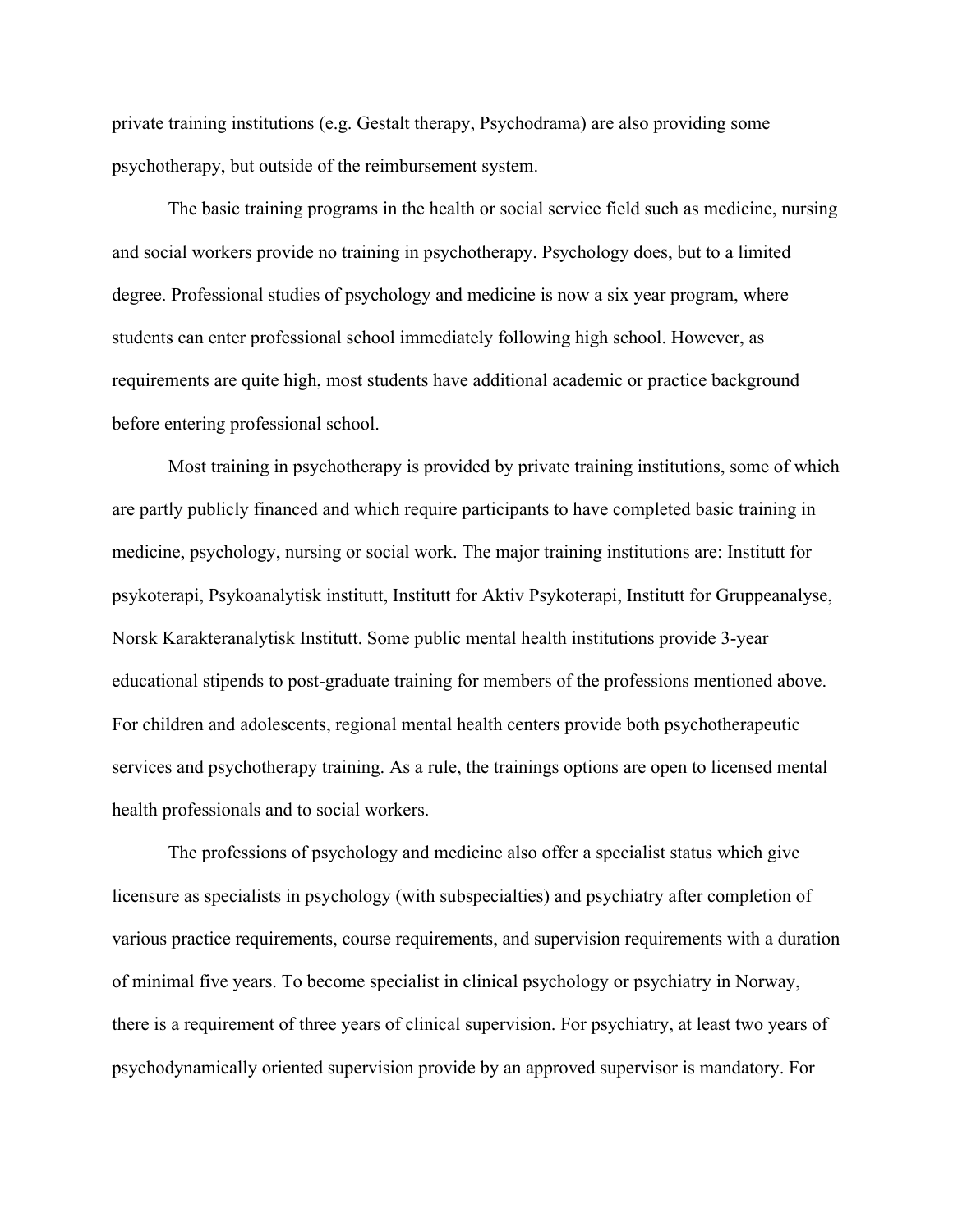private training institutions (e.g. Gestalt therapy, Psychodrama) are also providing some psychotherapy, but outside of the reimbursement system.

The basic training programs in the health or social service field such as medicine, nursing and social workers provide no training in psychotherapy. Psychology does, but to a limited degree. Professional studies of psychology and medicine is now a six year program, where students can enter professional school immediately following high school. However, as requirements are quite high, most students have additional academic or practice background before entering professional school.

Most training in psychotherapy is provided by private training institutions, some of which are partly publicly financed and which require participants to have completed basic training in medicine, psychology, nursing or social work. The major training institutions are: Institutt for psykoterapi, Psykoanalytisk institutt, Institutt for Aktiv Psykoterapi, Institutt for Gruppeanalyse, Norsk Karakteranalytisk Institutt. Some public mental health institutions provide 3-year educational stipends to post-graduate training for members of the professions mentioned above. For children and adolescents, regional mental health centers provide both psychotherapeutic services and psychotherapy training. As a rule, the trainings options are open to licensed mental health professionals and to social workers.

The professions of psychology and medicine also offer a specialist status which give licensure as specialists in psychology (with subspecialties) and psychiatry after completion of various practice requirements, course requirements, and supervision requirements with a duration of minimal five years. To become specialist in clinical psychology or psychiatry in Norway, there is a requirement of three years of clinical supervision. For psychiatry, at least two years of psychodynamically oriented supervision provide by an approved supervisor is mandatory. For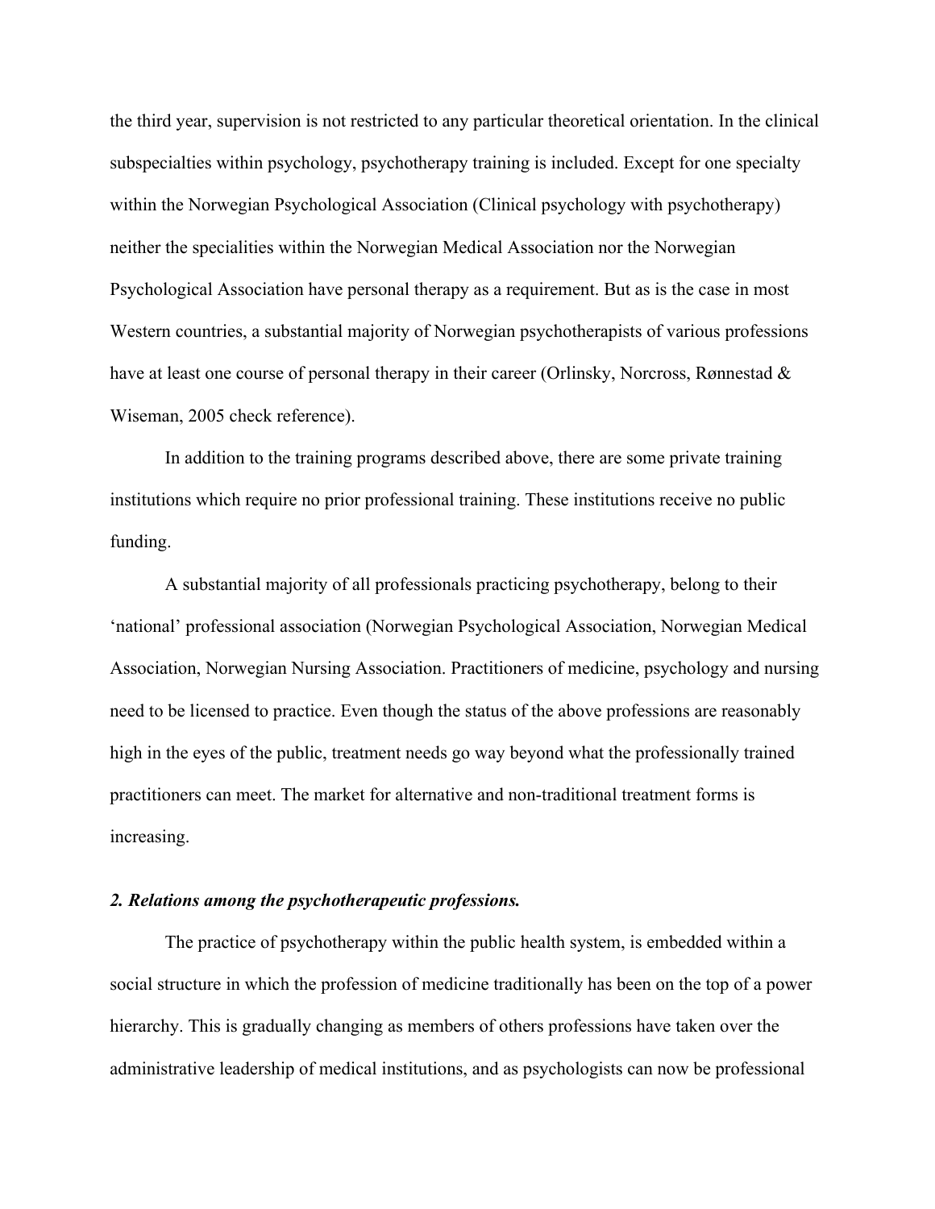the third year, supervision is not restricted to any particular theoretical orientation. In the clinical subspecialties within psychology, psychotherapy training is included. Except for one specialty within the Norwegian Psychological Association (Clinical psychology with psychotherapy) neither the specialities within the Norwegian Medical Association nor the Norwegian Psychological Association have personal therapy as a requirement. But as is the case in most Western countries, a substantial majority of Norwegian psychotherapists of various professions have at least one course of personal therapy in their career (Orlinsky, Norcross, Rønnestad & Wiseman, 2005 check reference).

In addition to the training programs described above, there are some private training institutions which require no prior professional training. These institutions receive no public funding.

A substantial majority of all professionals practicing psychotherapy, belong to their 'national' professional association (Norwegian Psychological Association, Norwegian Medical Association, Norwegian Nursing Association. Practitioners of medicine, psychology and nursing need to be licensed to practice. Even though the status of the above professions are reasonably high in the eyes of the public, treatment needs go way beyond what the professionally trained practitioners can meet. The market for alternative and non-traditional treatment forms is increasing.

### ***2. Relations among the psychotherapeutic professions.***

The practice of psychotherapy within the public health system, is embedded within a social structure in which the profession of medicine traditionally has been on the top of a power hierarchy. This is gradually changing as members of others professions have taken over the administrative leadership of medical institutions, and as psychologists can now be professional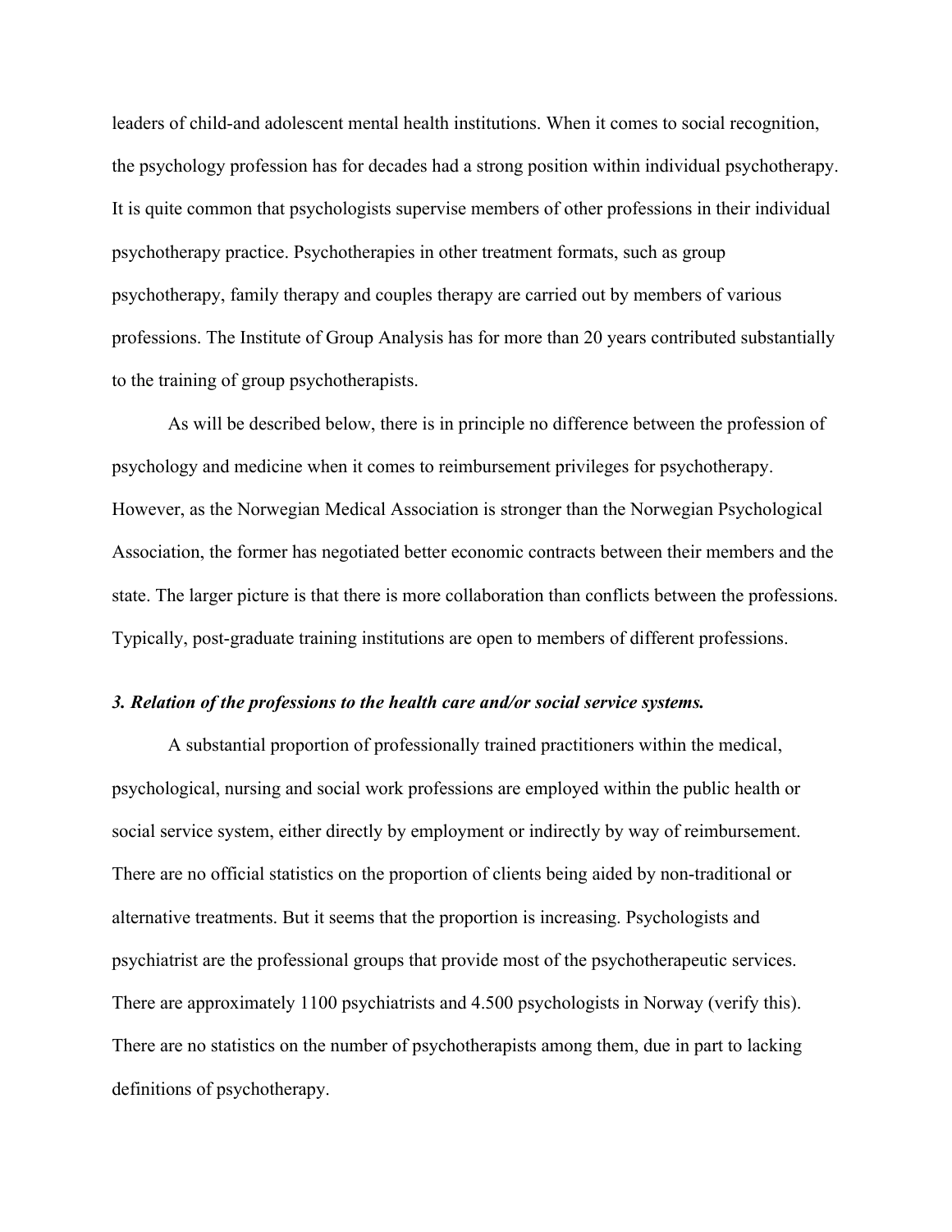leaders of child-and adolescent mental health institutions. When it comes to social recognition, the psychology profession has for decades had a strong position within individual psychotherapy. It is quite common that psychologists supervise members of other professions in their individual psychotherapy practice. Psychotherapies in other treatment formats, such as group psychotherapy, family therapy and couples therapy are carried out by members of various professions. The Institute of Group Analysis has for more than 20 years contributed substantially to the training of group psychotherapists.

As will be described below, there is in principle no difference between the profession of psychology and medicine when it comes to reimbursement privileges for psychotherapy. However, as the Norwegian Medical Association is stronger than the Norwegian Psychological Association, the former has negotiated better economic contracts between their members and the state. The larger picture is that there is more collaboration than conflicts between the professions. Typically, post-graduate training institutions are open to members of different professions.

***3. Relation of the professions to the health care and/or social service systems.***

A substantial proportion of professionally trained practitioners within the medical, psychological, nursing and social work professions are employed within the public health or social service system, either directly by employment or indirectly by way of reimbursement. There are no official statistics on the proportion of clients being aided by non-traditional or alternative treatments. But it seems that the proportion is increasing. Psychologists and psychiatrist are the professional groups that provide most of the psychotherapeutic services. There are approximately 1100 psychiatrists and 4.500 psychologists in Norway (verify this). There are no statistics on the number of psychotherapists among them, due in part to lacking definitions of psychotherapy.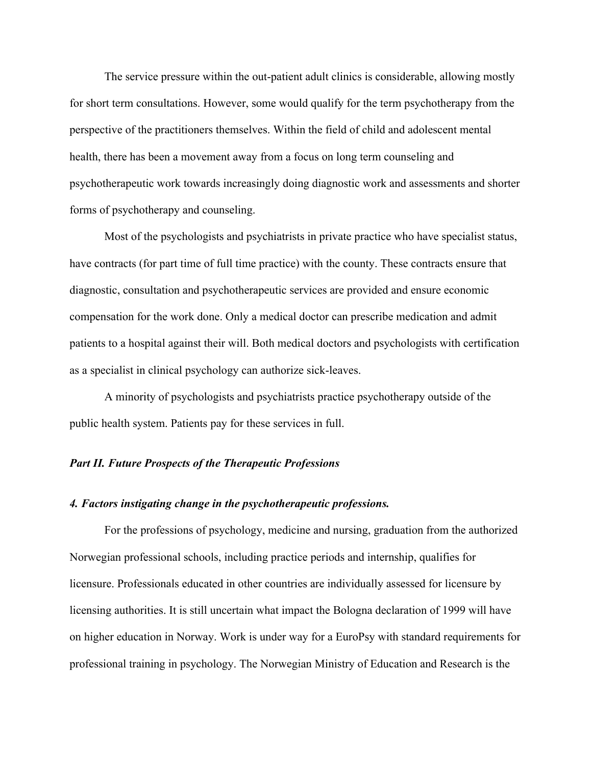The service pressure within the out-patient adult clinics is considerable, allowing mostly for short term consultations. However, some would qualify for the term psychotherapy from the perspective of the practitioners themselves. Within the field of child and adolescent mental health, there has been a movement away from a focus on long term counseling and psychotherapeutic work towards increasingly doing diagnostic work and assessments and shorter forms of psychotherapy and counseling.

Most of the psychologists and psychiatrists in private practice who have specialist status, have contracts (for part time of full time practice) with the county. These contracts ensure that diagnostic, consultation and psychotherapeutic services are provided and ensure economic compensation for the work done. Only a medical doctor can prescribe medication and admit patients to a hospital against their will. Both medical doctors and psychologists with certification as a specialist in clinical psychology can authorize sick-leaves.

A minority of psychologists and psychiatrists practice psychotherapy outside of the public health system. Patients pay for these services in full.

## *Part II. Future Prospects of the Therapeutic Professions*

### *4. Factors instigating change in the psychotherapeutic professions.*

For the professions of psychology, medicine and nursing, graduation from the authorized Norwegian professional schools, including practice periods and internship, qualifies for licensure. Professionals educated in other countries are individually assessed for licensure by licensing authorities. It is still uncertain what impact the Bologna declaration of 1999 will have on higher education in Norway. Work is under way for a EuroPsy with standard requirements for professional training in psychology. The Norwegian Ministry of Education and Research is the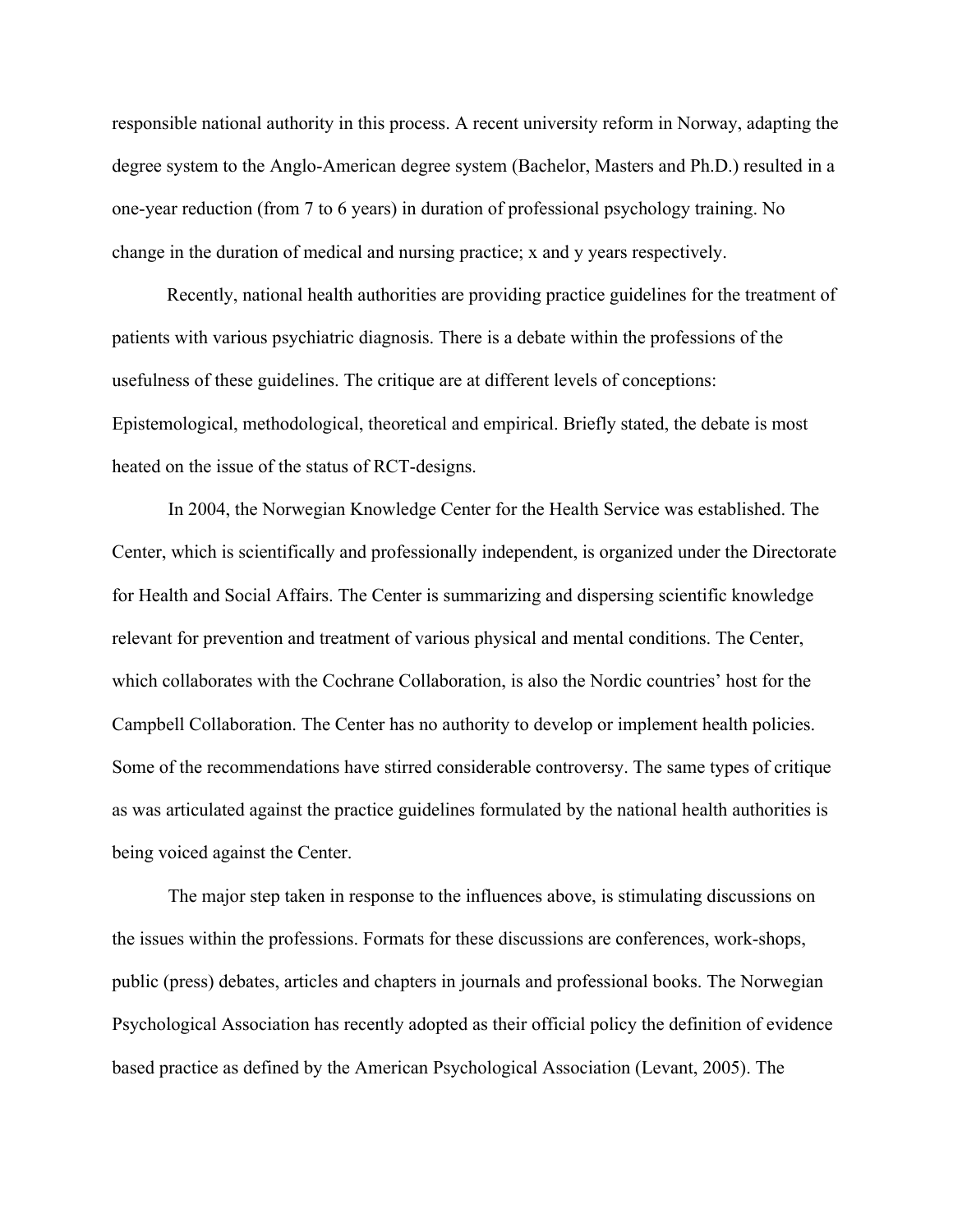responsible national authority in this process. A recent university reform in Norway, adapting the degree system to the Anglo-American degree system (Bachelor, Masters and Ph.D.) resulted in a one-year reduction (from 7 to 6 years) in duration of professional psychology training. No change in the duration of medical and nursing practice; x and y years respectively.

Recently, national health authorities are providing practice guidelines for the treatment of patients with various psychiatric diagnosis. There is a debate within the professions of the usefulness of these guidelines. The critique are at different levels of conceptions: Epistemological, methodological, theoretical and empirical. Briefly stated, the debate is most heated on the issue of the status of RCT-designs.

In 2004, the Norwegian Knowledge Center for the Health Service was established. The Center, which is scientifically and professionally independent, is organized under the Directorate for Health and Social Affairs. The Center is summarizing and dispersing scientific knowledge relevant for prevention and treatment of various physical and mental conditions. The Center, which collaborates with the Cochrane Collaboration, is also the Nordic countries' host for the Campbell Collaboration. The Center has no authority to develop or implement health policies. Some of the recommendations have stirred considerable controversy. The same types of critique as was articulated against the practice guidelines formulated by the national health authorities is being voiced against the Center.

The major step taken in response to the influences above, is stimulating discussions on the issues within the professions. Formats for these discussions are conferences, work-shops, public (press) debates, articles and chapters in journals and professional books. The Norwegian Psychological Association has recently adopted as their official policy the definition of evidence based practice as defined by the American Psychological Association (Levant, 2005). The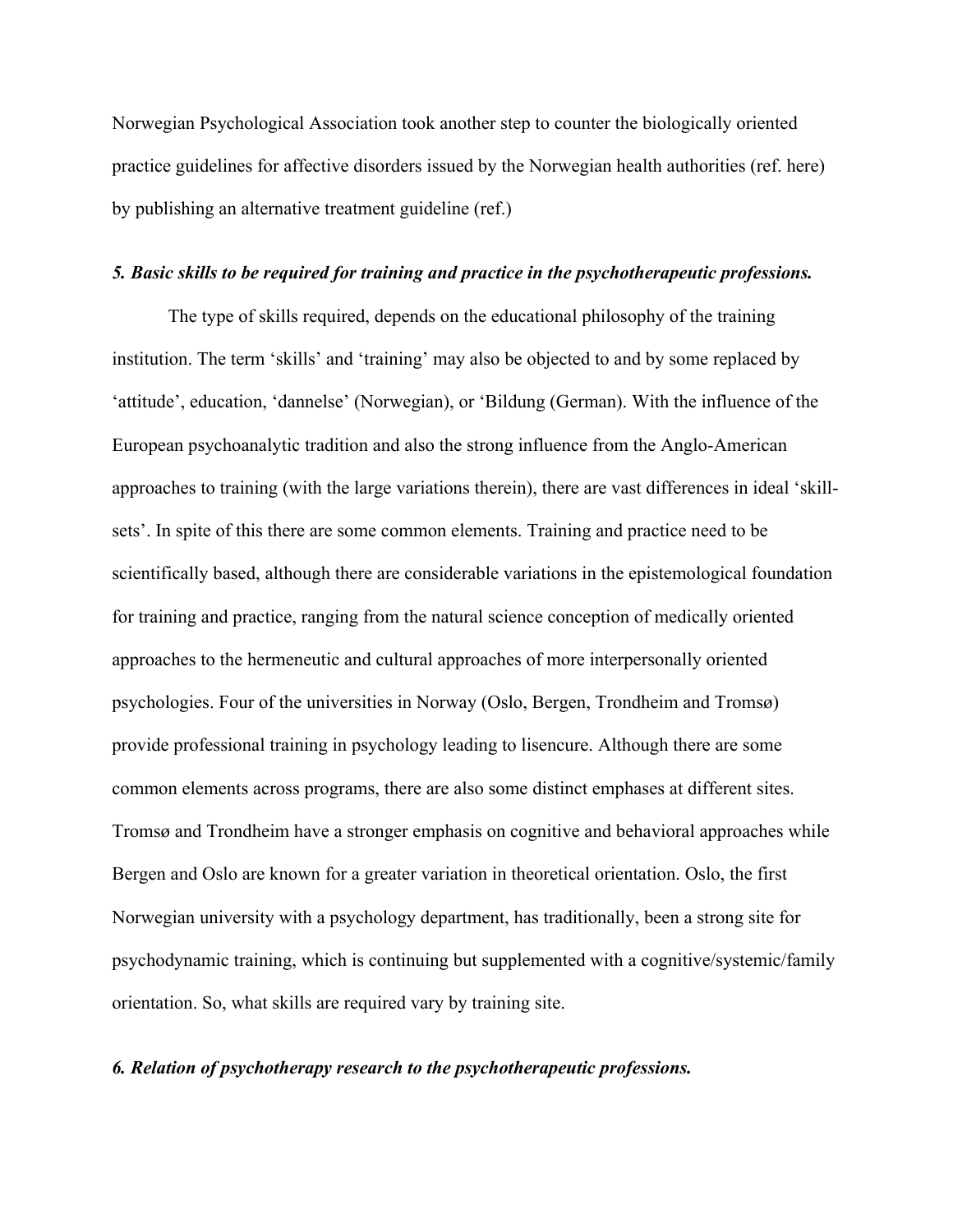Norwegian Psychological Association took another step to counter the biologically oriented practice guidelines for affective disorders issued by the Norwegian health authorities (ref. here) by publishing an alternative treatment guideline (ref.)

### *5. Basic skills to be required for training and practice in the psychotherapeutic professions.*

The type of skills required, depends on the educational philosophy of the training institution. The term 'skills' and 'training' may also be objected to and by some replaced by 'attitude', education, 'dannelse' (Norwegian), or 'Bildung (German). With the influence of the European psychoanalytic tradition and also the strong influence from the Anglo-American approaches to training (with the large variations therein), there are vast differences in ideal 'skill-sets'. In spite of this there are some common elements. Training and practice need to be scientifically based, although there are considerable variations in the epistemological foundation for training and practice, ranging from the natural science conception of medically oriented approaches to the hermeneutic and cultural approaches of more interpersonally oriented psychologies. Four of the universities in Norway (Oslo, Bergen, Trondheim and Tromsø) provide professional training in psychology leading to lisencure. Although there are some common elements across programs, there are also some distinct emphases at different sites. Tromsø and Trondheim have a stronger emphasis on cognitive and behavioral approaches while Bergen and Oslo are known for a greater variation in theoretical orientation. Oslo, the first Norwegian university with a psychology department, has traditionally, been a strong site for psychodynamic training, which is continuing but supplemented with a cognitive/systemic/family orientation. So, what skills are required vary by training site.

### *6. Relation of psychotherapy research to the psychotherapeutic professions.*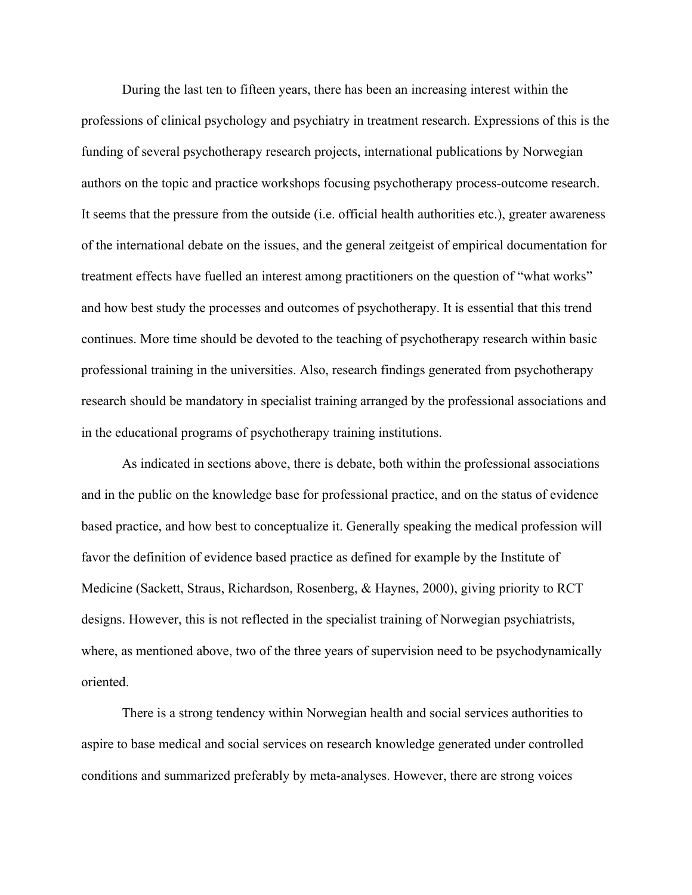During the last ten to fifteen years, there has been an increasing interest within the professions of clinical psychology and psychiatry in treatment research. Expressions of this is the funding of several psychotherapy research projects, international publications by Norwegian authors on the topic and practice workshops focusing psychotherapy process-outcome research. It seems that the pressure from the outside (i.e. official health authorities etc.), greater awareness of the international debate on the issues, and the general zeitgeist of empirical documentation for treatment effects have fuelled an interest among practitioners on the question of "what works" and how best study the processes and outcomes of psychotherapy. It is essential that this trend continues. More time should be devoted to the teaching of psychotherapy research within basic professional training in the universities. Also, research findings generated from psychotherapy research should be mandatory in specialist training arranged by the professional associations and in the educational programs of psychotherapy training institutions.

As indicated in sections above, there is debate, both within the professional associations and in the public on the knowledge base for professional practice, and on the status of evidence based practice, and how best to conceptualize it. Generally speaking the medical profession will favor the definition of evidence based practice as defined for example by the Institute of Medicine (Sackett, Straus, Richardson, Rosenberg, & Haynes, 2000), giving priority to RCT designs. However, this is not reflected in the specialist training of Norwegian psychiatrists, where, as mentioned above, two of the three years of supervision need to be psychodynamically oriented.

There is a strong tendency within Norwegian health and social services authorities to aspire to base medical and social services on research knowledge generated under controlled conditions and summarized preferably by meta-analyses. However, there are strong voices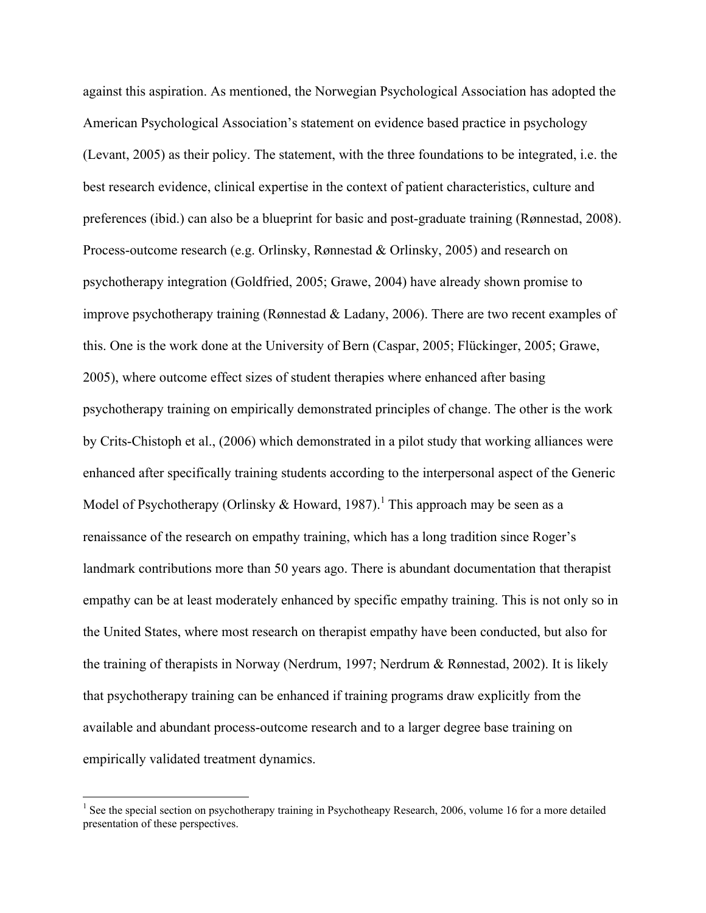against this aspiration. As mentioned, the Norwegian Psychological Association has adopted the American Psychological Association's statement on evidence based practice in psychology (Levant, 2005) as their policy. The statement, with the three foundations to be integrated, i.e. the best research evidence, clinical expertise in the context of patient characteristics, culture and preferences (ibid.) can also be a blueprint for basic and post-graduate training (Rønnestad, 2008). Process-outcome research (e.g. Orlinsky, Rønnestad & Orlinsky, 2005) and research on psychotherapy integration (Goldfried, 2005; Grawe, 2004) have already shown promise to improve psychotherapy training (Rønnestad & Ladany, 2006). There are two recent examples of this. One is the work done at the University of Bern (Caspar, 2005; Flückinger, 2005; Grawe, 2005), where outcome effect sizes of student therapies where enhanced after basing psychotherapy training on empirically demonstrated principles of change. The other is the work by Crits-Chistoph et al., (2006) which demonstrated in a pilot study that working alliances were enhanced after specifically training students according to the interpersonal aspect of the Generic Model of Psychotherapy (Orlinsky & Howard, 1987).[1] This approach may be seen as a renaissance of the research on empathy training, which has a long tradition since Roger's landmark contributions more than 50 years ago. There is abundant documentation that therapist empathy can be at least moderately enhanced by specific empathy training. This is not only so in the United States, where most research on therapist empathy have been conducted, but also for the training of therapists in Norway (Nerdrum, 1997; Nerdrum & Rønnestad, 2002). It is likely that psychotherapy training can be enhanced if training programs draw explicitly from the available and abundant process-outcome research and to a larger degree base training on empirically validated treatment dynamics.

---

[1] See the special section on psychotherapy training in Psychotheapy Research, 2006, volume 16 for a more detailed presentation of these perspectives.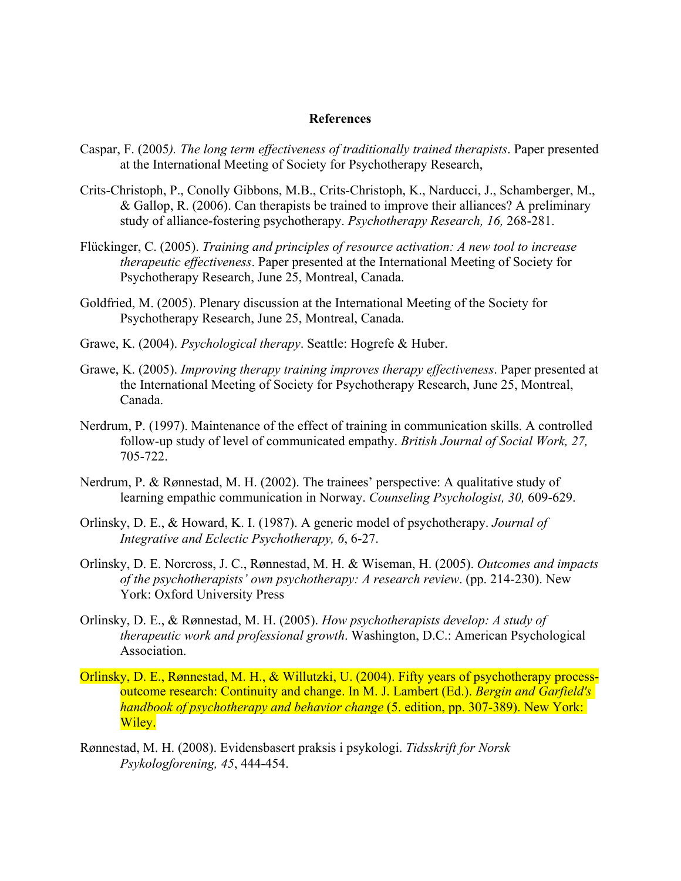**References**

Caspar, F. (2005*). The long term effectiveness of traditionally trained therapists*. Paper presented at the International Meeting of Society for Psychotherapy Research,

Crits-Christoph, P., Conolly Gibbons, M.B., Crits-Christoph, K., Narducci, J., Schamberger, M., & Gallop, R. (2006). Can therapists be trained to improve their alliances? A preliminary study of alliance-fostering psychotherapy. *Psychotherapy Research, 16,* 268-281.

Flückinger, C. (2005). *Training and principles of resource activation: A new tool to increase therapeutic effectiveness*. Paper presented at the International Meeting of Society for Psychotherapy Research, June 25, Montreal, Canada.

Goldfried, M. (2005). Plenary discussion at the International Meeting of the Society for Psychotherapy Research, June 25, Montreal, Canada.

Grawe, K. (2004). *Psychological therapy*. Seattle: Hogrefe & Huber.

Grawe, K. (2005). *Improving therapy training improves therapy effectiveness*. Paper presented at the International Meeting of Society for Psychotherapy Research, June 25, Montreal, Canada.

Nerdrum, P. (1997). Maintenance of the effect of training in communication skills. A controlled follow-up study of level of communicated empathy. *British Journal of Social Work, 27,* 705-722.

Nerdrum, P. & Rønnestad, M. H. (2002). The trainees' perspective: A qualitative study of learning empathic communication in Norway. *Counseling Psychologist, 30,* 609-629.

Orlinsky, D. E., & Howard, K. I. (1987). A generic model of psychotherapy. *Journal of Integrative and Eclectic Psychotherapy, 6*, 6-27.

Orlinsky, D. E. Norcross, J. C., Rønnestad, M. H. & Wiseman, H. (2005). *Outcomes and impacts of the psychotherapists' own psychotherapy: A research review*. (pp. 214-230). New York: Oxford University Press

Orlinsky, D. E., & Rønnestad, M. H. (2005). *How psychotherapists develop: A study of therapeutic work and professional growth*. Washington, D.C.: American Psychological Association.

Orlinsky, D. E., Rønnestad, M. H., & Willutzki, U. (2004). Fifty years of psychotherapy process-outcome research: Continuity and change. In M. J. Lambert (Ed.). *Bergin and Garfield's handbook of psychotherapy and behavior change* (5. edition, pp. 307-389). New York: Wiley.

Rønnestad, M. H. (2008). Evidensbasert praksis i psykologi. *Tidsskrift for Norsk Psykologforening, 45*, 444-454.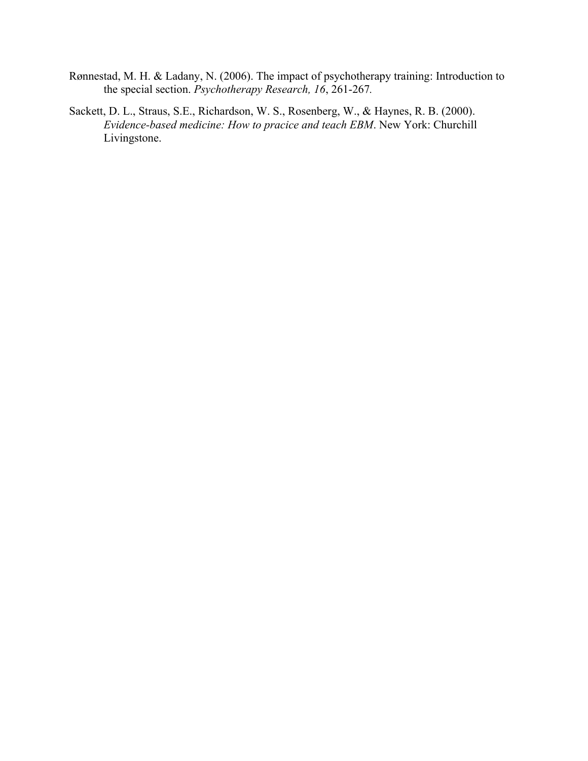Rønnestad, M. H. & Ladany, N. (2006). The impact of psychotherapy training: Introduction to the special section. *Psychotherapy Research, 16*, 261-267.

Sackett, D. L., Straus, S.E., Richardson, W. S., Rosenberg, W., & Haynes, R. B. (2000). *Evidence-based medicine: How to pracice and teach EBM*. New York: Churchill Livingstone.